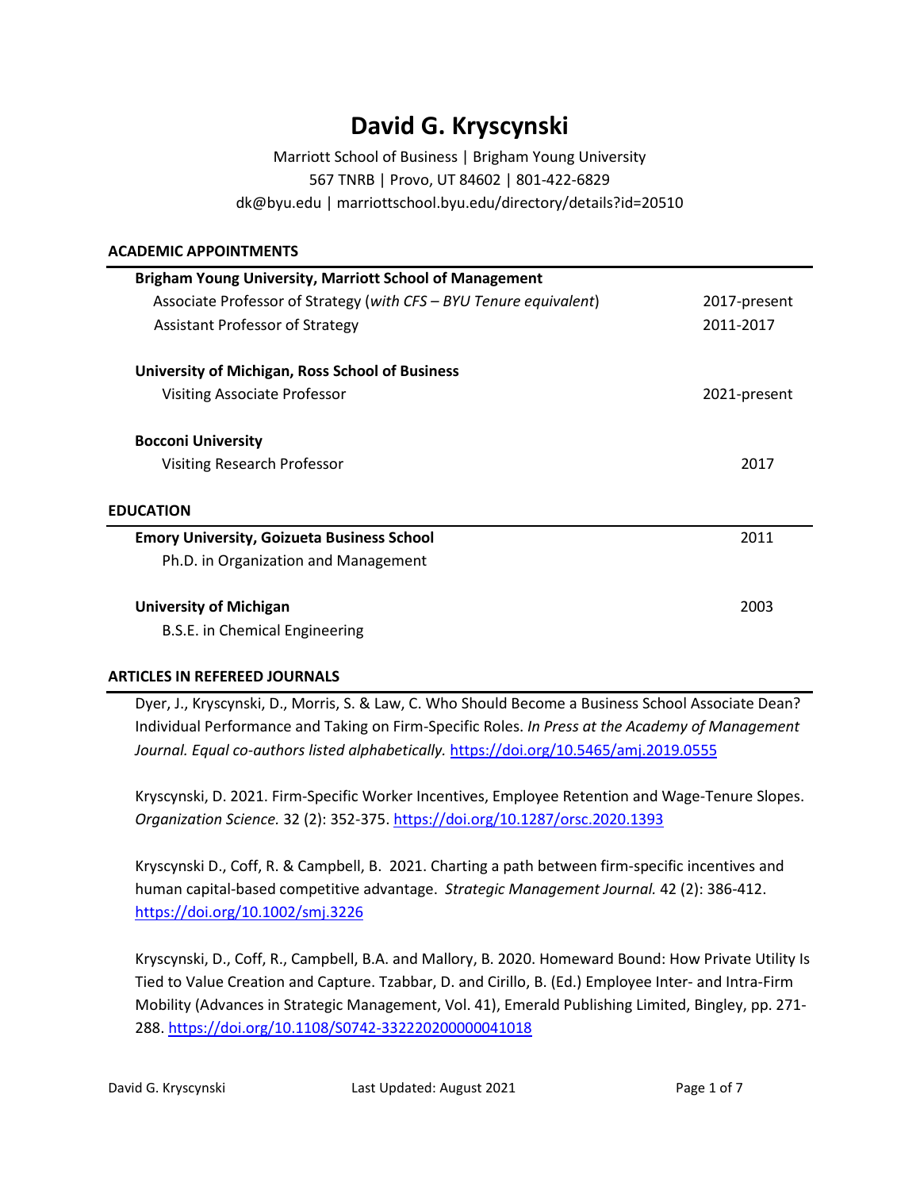# David G. Kryscynski

Marriott School of Business | Brigham Young University
567 TNRB | Provo, UT 84602 | 801-422-6829
dk@byu.edu | marriottschool.byu.edu/directory/details?id=20510

## ACADEMIC APPOINTMENTS

**Brigham Young University, Marriott School of Management**

Associate Professor of Strategy (*with CFS – BYU Tenure equivalent*) — 2017-present

Assistant Professor of Strategy — 2011-2017

**University of Michigan, Ross School of Business**

Visiting Associate Professor — 2021-present

**Bocconi University**

Visiting Research Professor — 2017

## EDUCATION

**Emory University, Goizueta Business School** — 2011

Ph.D. in Organization and Management

**University of Michigan** — 2003

B.S.E. in Chemical Engineering

## ARTICLES IN REFEREED JOURNALS

Dyer, J., Kryscynski, D., Morris, S. & Law, C. Who Should Become a Business School Associate Dean? Individual Performance and Taking on Firm-Specific Roles. *In Press at the Academy of Management Journal. Equal co-authors listed alphabetically.* https://doi.org/10.5465/amj.2019.0555

Kryscynski, D. 2021. Firm-Specific Worker Incentives, Employee Retention and Wage-Tenure Slopes. *Organization Science.* 32 (2): 352-375. https://doi.org/10.1287/orsc.2020.1393

Kryscynski D., Coff, R. & Campbell, B. 2021. Charting a path between firm-specific incentives and human capital-based competitive advantage. *Strategic Management Journal.* 42 (2): 386-412. https://doi.org/10.1002/smj.3226

Kryscynski, D., Coff, R., Campbell, B.A. and Mallory, B. 2020. Homeward Bound: How Private Utility Is Tied to Value Creation and Capture. Tzabbar, D. and Cirillo, B. (Ed.) Employee Inter- and Intra-Firm Mobility (Advances in Strategic Management, Vol. 41), Emerald Publishing Limited, Bingley, pp. 271-288. https://doi.org/10.1108/S0742-332220200000041018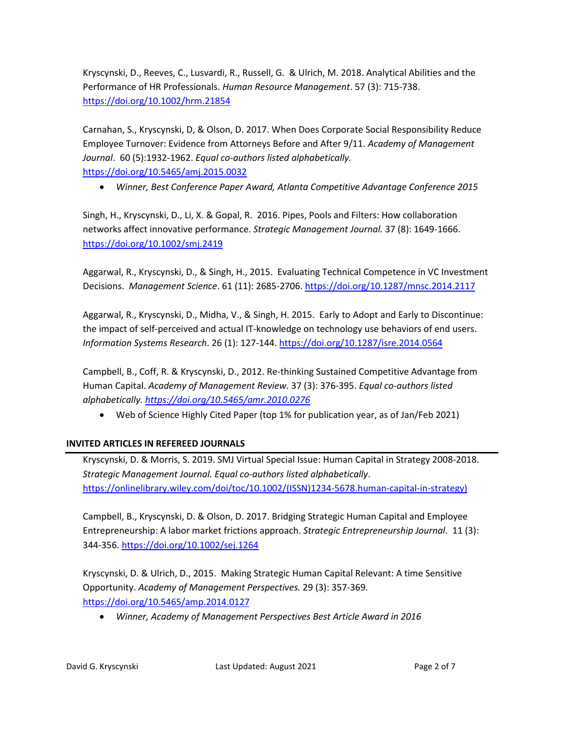Kryscynski, D., Reeves, C., Lusvardi, R., Russell, G. & Ulrich, M. 2018. Analytical Abilities and the Performance of HR Professionals. *Human Resource Management*. 57 (3): 715-738. https://doi.org/10.1002/hrm.21854

Carnahan, S., Kryscynski, D, & Olson, D. 2017. When Does Corporate Social Responsibility Reduce Employee Turnover: Evidence from Attorneys Before and After 9/11. *Academy of Management Journal*. 60 (5):1932-1962. *Equal co-authors listed alphabetically.* https://doi.org/10.5465/amj.2015.0032

- *Winner, Best Conference Paper Award, Atlanta Competitive Advantage Conference 2015*

Singh, H., Kryscynski, D., Li, X. & Gopal, R. 2016. Pipes, Pools and Filters: How collaboration networks affect innovative performance. *Strategic Management Journal.* 37 (8): 1649-1666. https://doi.org/10.1002/smj.2419

Aggarwal, R., Kryscynski, D., & Singh, H., 2015. Evaluating Technical Competence in VC Investment Decisions. *Management Science*. 61 (11): 2685-2706. https://doi.org/10.1287/mnsc.2014.2117

Aggarwal, R., Kryscynski, D., Midha, V., & Singh, H. 2015. Early to Adopt and Early to Discontinue: the impact of self-perceived and actual IT-knowledge on technology use behaviors of end users. *Information Systems Research*. 26 (1): 127-144. https://doi.org/10.1287/isre.2014.0564

Campbell, B., Coff, R. & Kryscynski, D., 2012. Re-thinking Sustained Competitive Advantage from Human Capital. *Academy of Management Review.* 37 (3): 376-395. *Equal co-authors listed alphabetically. https://doi.org/10.5465/amr.2010.0276*

- Web of Science Highly Cited Paper (top 1% for publication year, as of Jan/Feb 2021)

### INVITED ARTICLES IN REFEREED JOURNALS

Kryscynski, D. & Morris, S. 2019. SMJ Virtual Special Issue: Human Capital in Strategy 2008-2018. *Strategic Management Journal. Equal co-authors listed alphabetically*. https://onlinelibrary.wiley.com/doi/toc/10.1002/(ISSN)1234-5678.human-capital-in-strategy)

Campbell, B., Kryscynski, D. & Olson, D. 2017. Bridging Strategic Human Capital and Employee Entrepreneurship: A labor market frictions approach. *Strategic Entrepreneurship Journal*. 11 (3): 344-356. https://doi.org/10.1002/sej.1264

Kryscynski, D. & Ulrich, D., 2015. Making Strategic Human Capital Relevant: A time Sensitive Opportunity. *Academy of Management Perspectives.* 29 (3): 357-369. https://doi.org/10.5465/amp.2014.0127

- *Winner, Academy of Management Perspectives Best Article Award in 2016*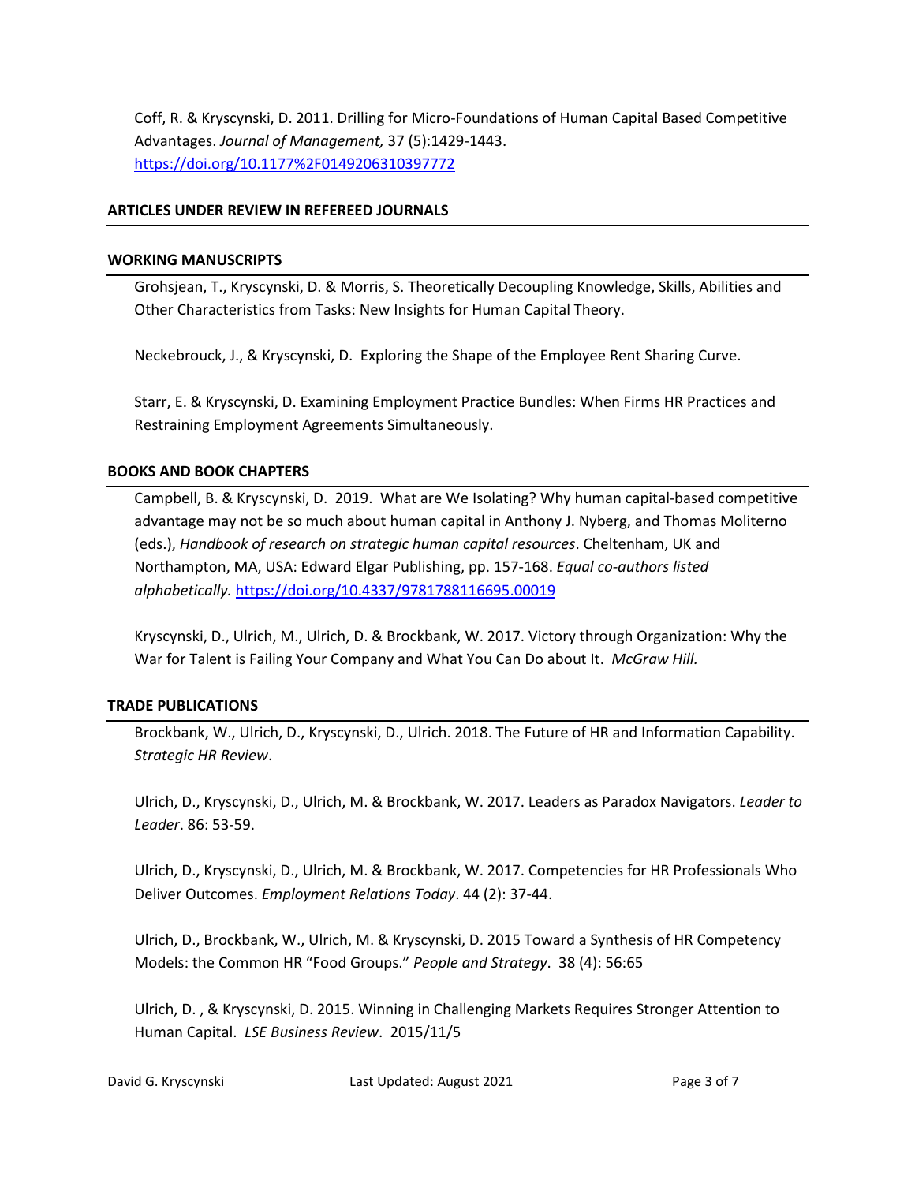Coff, R. & Kryscynski, D. 2011. Drilling for Micro-Foundations of Human Capital Based Competitive Advantages. *Journal of Management,* 37 (5):1429-1443. https://doi.org/10.1177%2F0149206310397772

## ARTICLES UNDER REVIEW IN REFEREED JOURNALS

## WORKING MANUSCRIPTS

Grohsjean, T., Kryscynski, D. & Morris, S. Theoretically Decoupling Knowledge, Skills, Abilities and Other Characteristics from Tasks: New Insights for Human Capital Theory.

Neckebrouck, J., & Kryscynski, D. Exploring the Shape of the Employee Rent Sharing Curve.

Starr, E. & Kryscynski, D. Examining Employment Practice Bundles: When Firms HR Practices and Restraining Employment Agreements Simultaneously.

## BOOKS AND BOOK CHAPTERS

Campbell, B. & Kryscynski, D. 2019. What are We Isolating? Why human capital-based competitive advantage may not be so much about human capital in Anthony J. Nyberg, and Thomas Moliterno (eds.), *Handbook of research on strategic human capital resources*. Cheltenham, UK and Northampton, MA, USA: Edward Elgar Publishing, pp. 157-168. *Equal co-authors listed alphabetically.* https://doi.org/10.4337/9781788116695.00019

Kryscynski, D., Ulrich, M., Ulrich, D. & Brockbank, W. 2017. Victory through Organization: Why the War for Talent is Failing Your Company and What You Can Do about It. *McGraw Hill.*

## TRADE PUBLICATIONS

Brockbank, W., Ulrich, D., Kryscynski, D., Ulrich. 2018. The Future of HR and Information Capability. *Strategic HR Review*.

Ulrich, D., Kryscynski, D., Ulrich, M. & Brockbank, W. 2017. Leaders as Paradox Navigators. *Leader to Leader*. 86: 53-59.

Ulrich, D., Kryscynski, D., Ulrich, M. & Brockbank, W. 2017. Competencies for HR Professionals Who Deliver Outcomes. *Employment Relations Today*. 44 (2): 37-44.

Ulrich, D., Brockbank, W., Ulrich, M. & Kryscynski, D. 2015 Toward a Synthesis of HR Competency Models: the Common HR "Food Groups." *People and Strategy*. 38 (4): 56:65

Ulrich, D. , & Kryscynski, D. 2015. Winning in Challenging Markets Requires Stronger Attention to Human Capital. *LSE Business Review*. 2015/11/5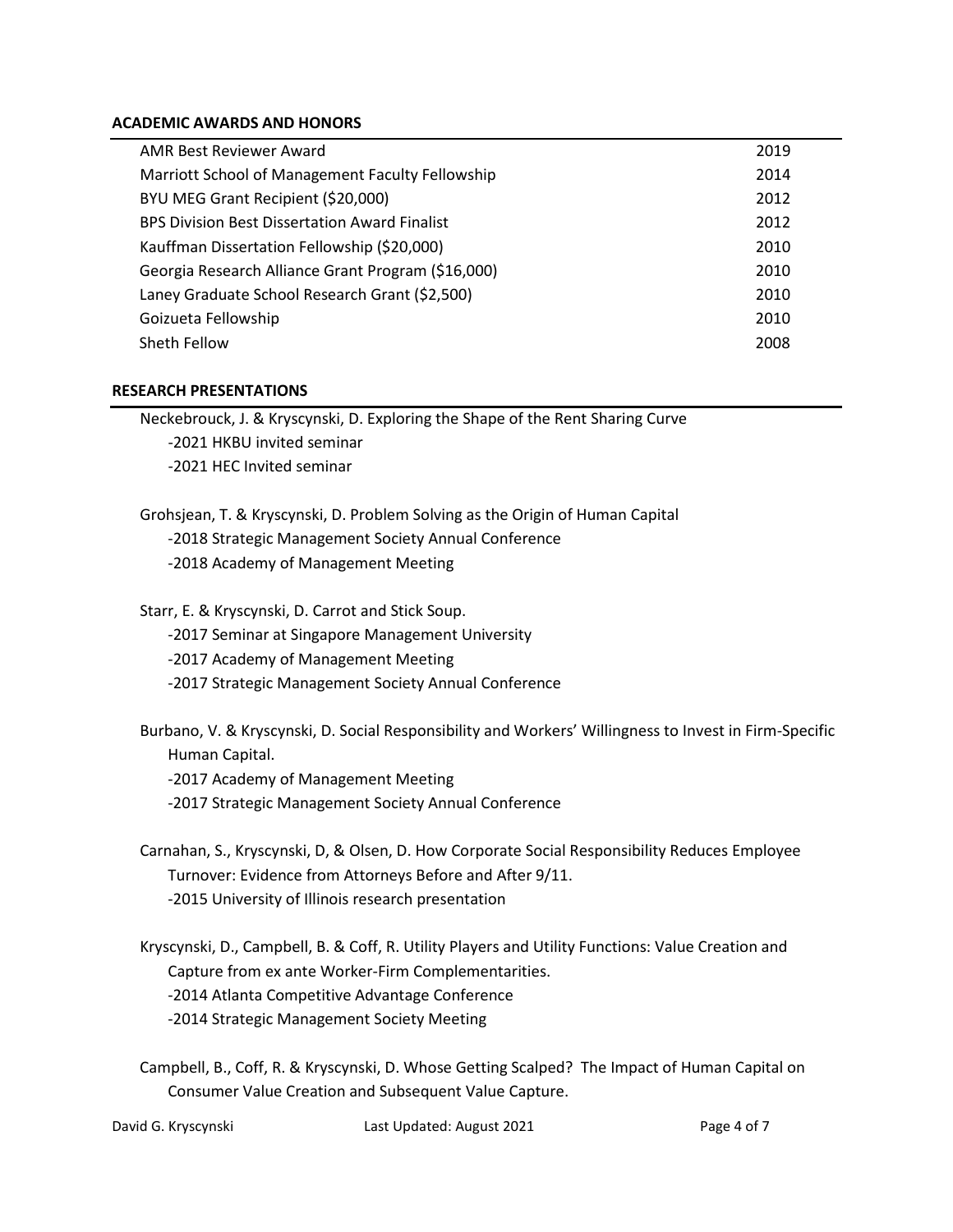## ACADEMIC AWARDS AND HONORS

| | |
|---|---|
| AMR Best Reviewer Award | 2019 |
| Marriott School of Management Faculty Fellowship | 2014 |
| BYU MEG Grant Recipient ($20,000) | 2012 |
| BPS Division Best Dissertation Award Finalist | 2012 |
| Kauffman Dissertation Fellowship ($20,000) | 2010 |
| Georgia Research Alliance Grant Program ($16,000) | 2010 |
| Laney Graduate School Research Grant ($2,500) | 2010 |
| Goizueta Fellowship | 2010 |
| Sheth Fellow | 2008 |

## RESEARCH PRESENTATIONS

Neckebrouck, J. & Kryscynski, D. Exploring the Shape of the Rent Sharing Curve
- -2021 HKBU invited seminar
- -2021 HEC Invited seminar

Grohsjean, T. & Kryscynski, D. Problem Solving as the Origin of Human Capital
- -2018 Strategic Management Society Annual Conference
- -2018 Academy of Management Meeting

Starr, E. & Kryscynski, D. Carrot and Stick Soup.
- -2017 Seminar at Singapore Management University
- -2017 Academy of Management Meeting
- -2017 Strategic Management Society Annual Conference

Burbano, V. & Kryscynski, D. Social Responsibility and Workers' Willingness to Invest in Firm-Specific Human Capital.
- -2017 Academy of Management Meeting
- -2017 Strategic Management Society Annual Conference

Carnahan, S., Kryscynski, D, & Olsen, D. How Corporate Social Responsibility Reduces Employee Turnover: Evidence from Attorneys Before and After 9/11.
- -2015 University of Illinois research presentation

Kryscynski, D., Campbell, B. & Coff, R. Utility Players and Utility Functions: Value Creation and Capture from ex ante Worker-Firm Complementarities.
- -2014 Atlanta Competitive Advantage Conference
- -2014 Strategic Management Society Meeting

Campbell, B., Coff, R. & Kryscynski, D. Whose Getting Scalped? The Impact of Human Capital on Consumer Value Creation and Subsequent Value Capture.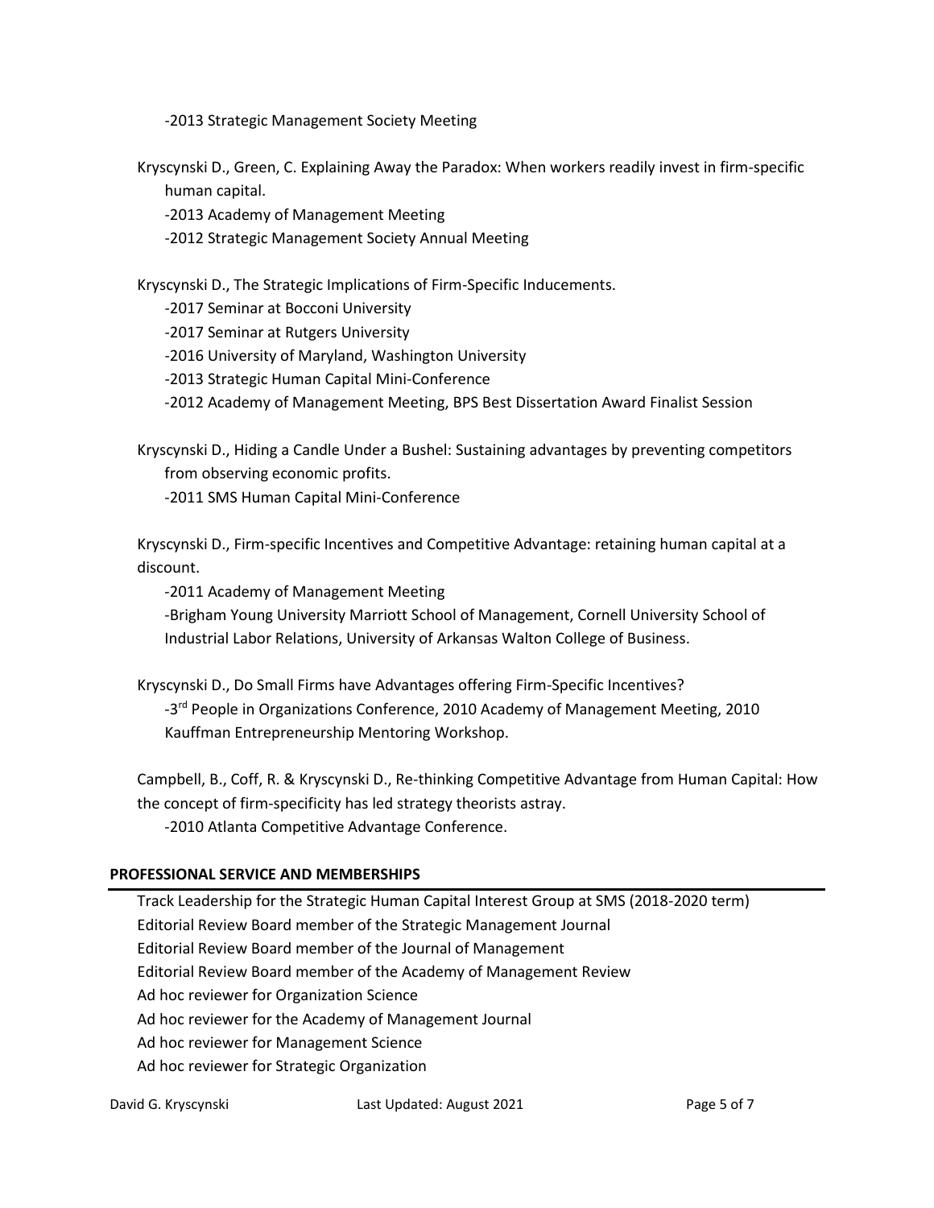-2013 Strategic Management Society Meeting

Kryscynski D., Green, C. Explaining Away the Paradox: When workers readily invest in firm-specific human capital.

-2013 Academy of Management Meeting
-2012 Strategic Management Society Annual Meeting

Kryscynski D., The Strategic Implications of Firm-Specific Inducements.

-2017 Seminar at Bocconi University
-2017 Seminar at Rutgers University
-2016 University of Maryland, Washington University
-2013 Strategic Human Capital Mini-Conference
-2012 Academy of Management Meeting, BPS Best Dissertation Award Finalist Session

Kryscynski D., Hiding a Candle Under a Bushel: Sustaining advantages by preventing competitors from observing economic profits.

-2011 SMS Human Capital Mini-Conference

Kryscynski D., Firm-specific Incentives and Competitive Advantage: retaining human capital at a discount.

-2011 Academy of Management Meeting
-Brigham Young University Marriott School of Management, Cornell University School of Industrial Labor Relations, University of Arkansas Walton College of Business.

Kryscynski D., Do Small Firms have Advantages offering Firm-Specific Incentives?

-3rd People in Organizations Conference, 2010 Academy of Management Meeting, 2010 Kauffman Entrepreneurship Mentoring Workshop.

Campbell, B., Coff, R. & Kryscynski D., Re-thinking Competitive Advantage from Human Capital: How the concept of firm-specificity has led strategy theorists astray.

-2010 Atlanta Competitive Advantage Conference.

## PROFESSIONAL SERVICE AND MEMBERSHIPS

Track Leadership for the Strategic Human Capital Interest Group at SMS (2018-2020 term)
Editorial Review Board member of the Strategic Management Journal
Editorial Review Board member of the Journal of Management
Editorial Review Board member of the Academy of Management Review
Ad hoc reviewer for Organization Science
Ad hoc reviewer for the Academy of Management Journal
Ad hoc reviewer for Management Science
Ad hoc reviewer for Strategic Organization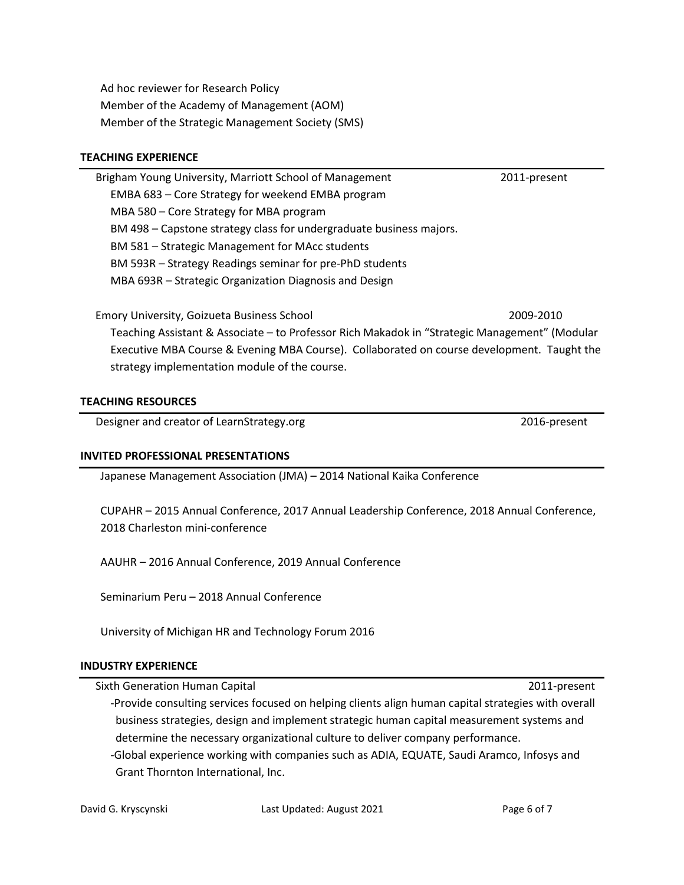Ad hoc reviewer for Research Policy
Member of the Academy of Management (AOM)
Member of the Strategic Management Society (SMS)

## TEACHING EXPERIENCE

Brigham Young University, Marriott School of Management — 2011-present

- EMBA 683 – Core Strategy for weekend EMBA program
- MBA 580 – Core Strategy for MBA program
- BM 498 – Capstone strategy class for undergraduate business majors.
- BM 581 – Strategic Management for MAcc students
- BM 593R – Strategy Readings seminar for pre-PhD students
- MBA 693R – Strategic Organization Diagnosis and Design

Emory University, Goizueta Business School — 2009-2010

Teaching Assistant & Associate – to Professor Rich Makadok in "Strategic Management" (Modular Executive MBA Course & Evening MBA Course). Collaborated on course development. Taught the strategy implementation module of the course.

## TEACHING RESOURCES

Designer and creator of LearnStrategy.org — 2016-present

## INVITED PROFESSIONAL PRESENTATIONS

Japanese Management Association (JMA) – 2014 National Kaika Conference

CUPAHR – 2015 Annual Conference, 2017 Annual Leadership Conference, 2018 Annual Conference, 2018 Charleston mini-conference

AAUHR – 2016 Annual Conference, 2019 Annual Conference

Seminarium Peru – 2018 Annual Conference

University of Michigan HR and Technology Forum 2016

## INDUSTRY EXPERIENCE

Sixth Generation Human Capital — 2011-present

- Provide consulting services focused on helping clients align human capital strategies with overall business strategies, design and implement strategic human capital measurement systems and determine the necessary organizational culture to deliver company performance.
- Global experience working with companies such as ADIA, EQUATE, Saudi Aramco, Infosys and Grant Thornton International, Inc.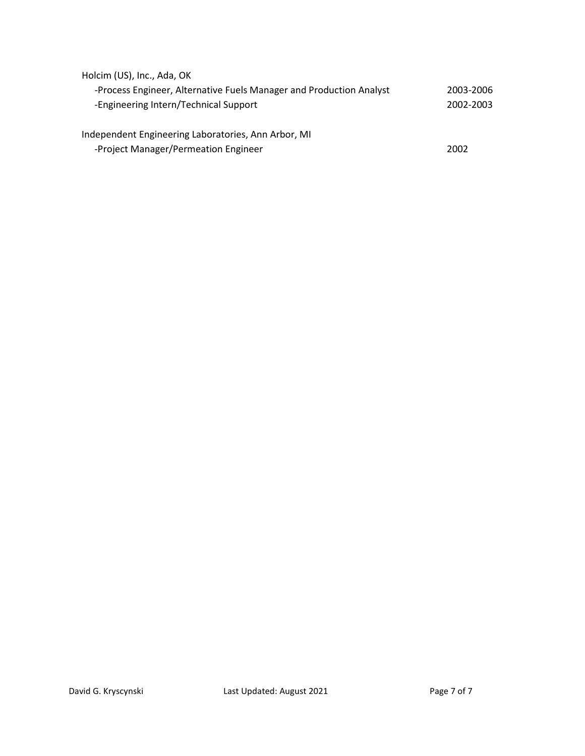Holcim (US), Inc., Ada, OK

- -Process Engineer, Alternative Fuels Manager and Production Analyst 2003-2006
- -Engineering Intern/Technical Support 2002-2003

Independent Engineering Laboratories, Ann Arbor, MI

- -Project Manager/Permeation Engineer 2002